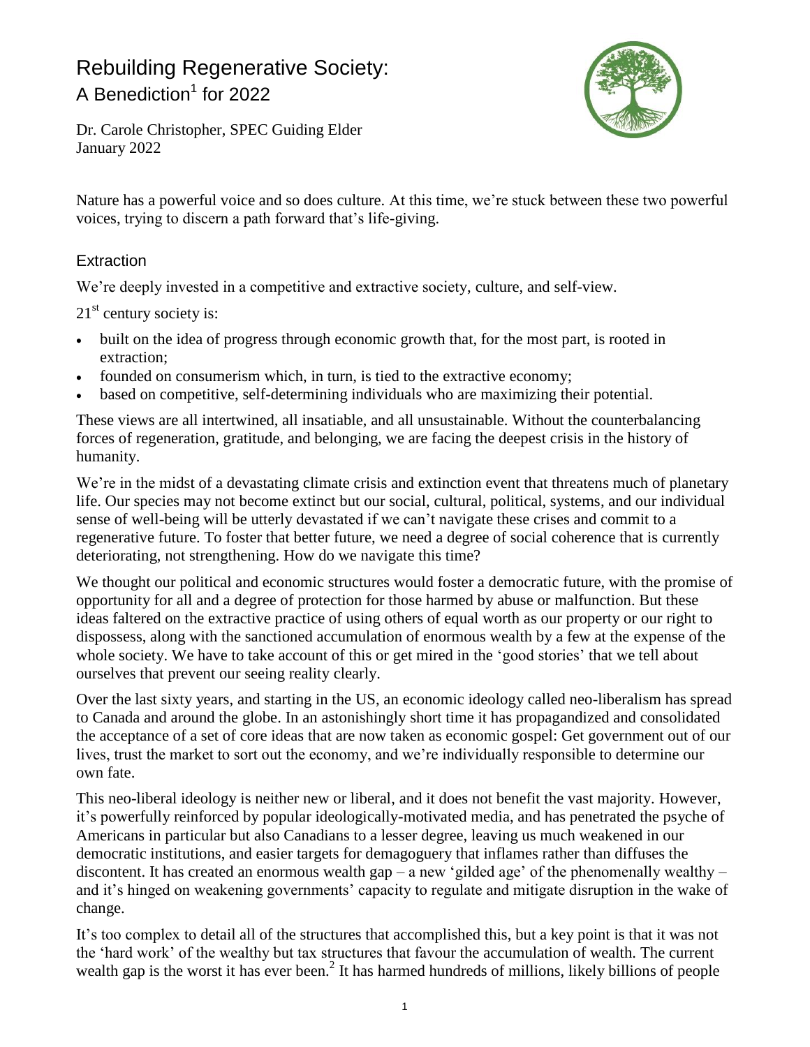# Rebuilding Regenerative Society:
## A Benediction[1] for 2022

Dr. Carole Christopher, SPEC Guiding Elder
January 2022

Nature has a powerful voice and so does culture. At this time, we're stuck between these two powerful voices, trying to discern a path forward that's life-giving.

### Extraction

We're deeply invested in a competitive and extractive society, culture, and self-view.

21st century society is:

- built on the idea of progress through economic growth that, for the most part, is rooted in extraction;
- founded on consumerism which, in turn, is tied to the extractive economy;
- based on competitive, self-determining individuals who are maximizing their potential.

These views are all intertwined, all insatiable, and all unsustainable. Without the counterbalancing forces of regeneration, gratitude, and belonging, we are facing the deepest crisis in the history of humanity.

We're in the midst of a devastating climate crisis and extinction event that threatens much of planetary life. Our species may not become extinct but our social, cultural, political, systems, and our individual sense of well-being will be utterly devastated if we can't navigate these crises and commit to a regenerative future. To foster that better future, we need a degree of social coherence that is currently deteriorating, not strengthening. How do we navigate this time?

We thought our political and economic structures would foster a democratic future, with the promise of opportunity for all and a degree of protection for those harmed by abuse or malfunction. But these ideas faltered on the extractive practice of using others of equal worth as our property or our right to dispossess, along with the sanctioned accumulation of enormous wealth by a few at the expense of the whole society. We have to take account of this or get mired in the 'good stories' that we tell about ourselves that prevent our seeing reality clearly.

Over the last sixty years, and starting in the US, an economic ideology called neo-liberalism has spread to Canada and around the globe. In an astonishingly short time it has propagandized and consolidated the acceptance of a set of core ideas that are now taken as economic gospel: Get government out of our lives, trust the market to sort out the economy, and we're individually responsible to determine our own fate.

This neo-liberal ideology is neither new or liberal, and it does not benefit the vast majority. However, it's powerfully reinforced by popular ideologically-motivated media, and has penetrated the psyche of Americans in particular but also Canadians to a lesser degree, leaving us much weakened in our democratic institutions, and easier targets for demagoguery that inflames rather than diffuses the discontent. It has created an enormous wealth gap – a new 'gilded age' of the phenomenally wealthy – and it's hinged on weakening governments' capacity to regulate and mitigate disruption in the wake of change.

It's too complex to detail all of the structures that accomplished this, but a key point is that it was not the 'hard work' of the wealthy but tax structures that favour the accumulation of wealth. The current wealth gap is the worst it has ever been.[2] It has harmed hundreds of millions, likely billions of people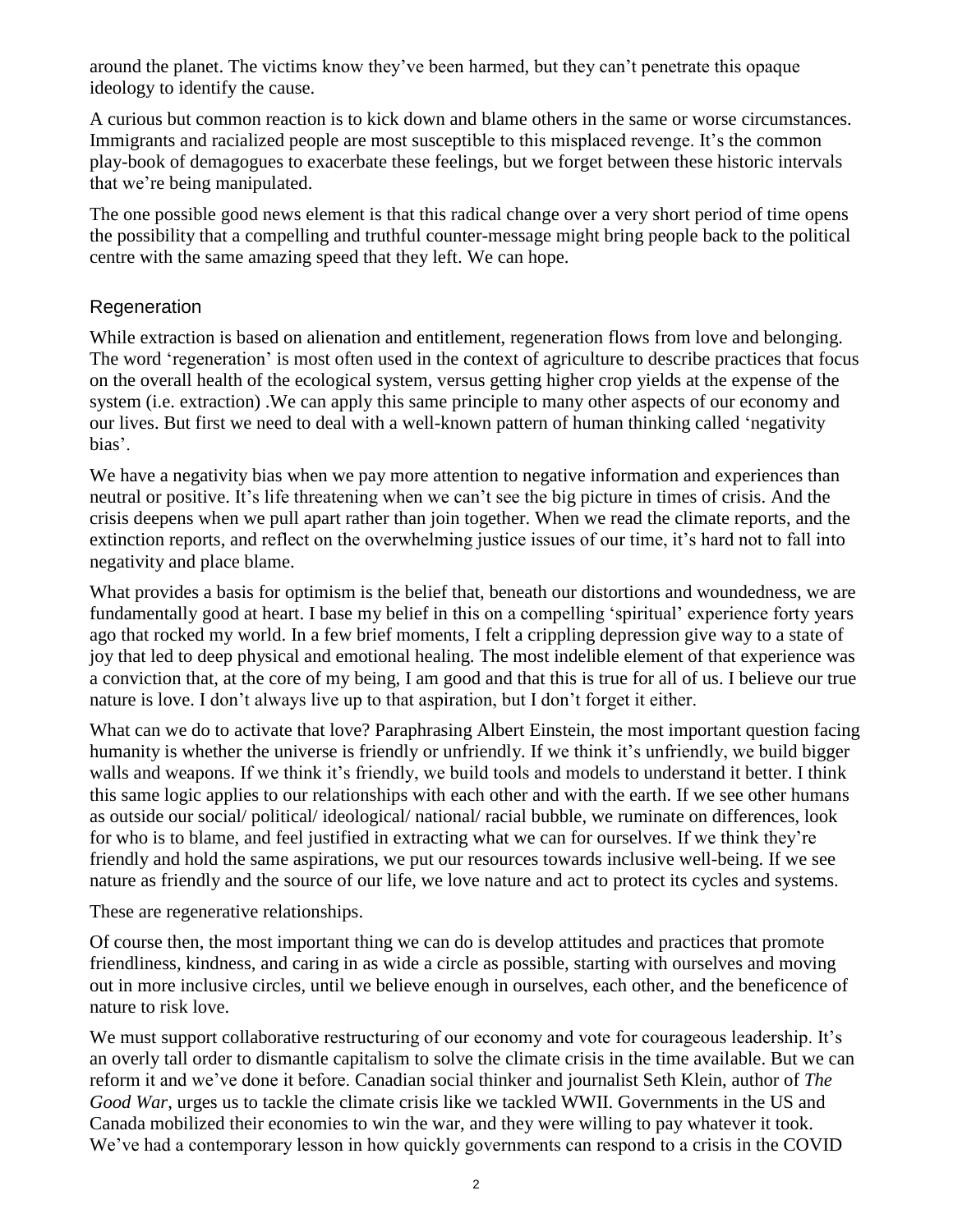around the planet. The victims know they've been harmed, but they can't penetrate this opaque ideology to identify the cause.

A curious but common reaction is to kick down and blame others in the same or worse circumstances. Immigrants and racialized people are most susceptible to this misplaced revenge. It's the common play-book of demagogues to exacerbate these feelings, but we forget between these historic intervals that we're being manipulated.

The one possible good news element is that this radical change over a very short period of time opens the possibility that a compelling and truthful counter-message might bring people back to the political centre with the same amazing speed that they left. We can hope.

## Regeneration

While extraction is based on alienation and entitlement, regeneration flows from love and belonging. The word 'regeneration' is most often used in the context of agriculture to describe practices that focus on the overall health of the ecological system, versus getting higher crop yields at the expense of the system (i.e. extraction) .We can apply this same principle to many other aspects of our economy and our lives. But first we need to deal with a well-known pattern of human thinking called 'negativity bias'.

We have a negativity bias when we pay more attention to negative information and experiences than neutral or positive. It's life threatening when we can't see the big picture in times of crisis. And the crisis deepens when we pull apart rather than join together. When we read the climate reports, and the extinction reports, and reflect on the overwhelming justice issues of our time, it's hard not to fall into negativity and place blame.

What provides a basis for optimism is the belief that, beneath our distortions and woundedness, we are fundamentally good at heart. I base my belief in this on a compelling 'spiritual' experience forty years ago that rocked my world. In a few brief moments, I felt a crippling depression give way to a state of joy that led to deep physical and emotional healing. The most indelible element of that experience was a conviction that, at the core of my being, I am good and that this is true for all of us. I believe our true nature is love. I don't always live up to that aspiration, but I don't forget it either.

What can we do to activate that love? Paraphrasing Albert Einstein, the most important question facing humanity is whether the universe is friendly or unfriendly. If we think it's unfriendly, we build bigger walls and weapons. If we think it's friendly, we build tools and models to understand it better. I think this same logic applies to our relationships with each other and with the earth. If we see other humans as outside our social/ political/ ideological/ national/ racial bubble, we ruminate on differences, look for who is to blame, and feel justified in extracting what we can for ourselves. If we think they're friendly and hold the same aspirations, we put our resources towards inclusive well-being. If we see nature as friendly and the source of our life, we love nature and act to protect its cycles and systems.

These are regenerative relationships.

Of course then, the most important thing we can do is develop attitudes and practices that promote friendliness, kindness, and caring in as wide a circle as possible, starting with ourselves and moving out in more inclusive circles, until we believe enough in ourselves, each other, and the beneficence of nature to risk love.

We must support collaborative restructuring of our economy and vote for courageous leadership. It's an overly tall order to dismantle capitalism to solve the climate crisis in the time available. But we can reform it and we've done it before. Canadian social thinker and journalist Seth Klein, author of *The Good War*, urges us to tackle the climate crisis like we tackled WWII. Governments in the US and Canada mobilized their economies to win the war, and they were willing to pay whatever it took. We've had a contemporary lesson in how quickly governments can respond to a crisis in the COVID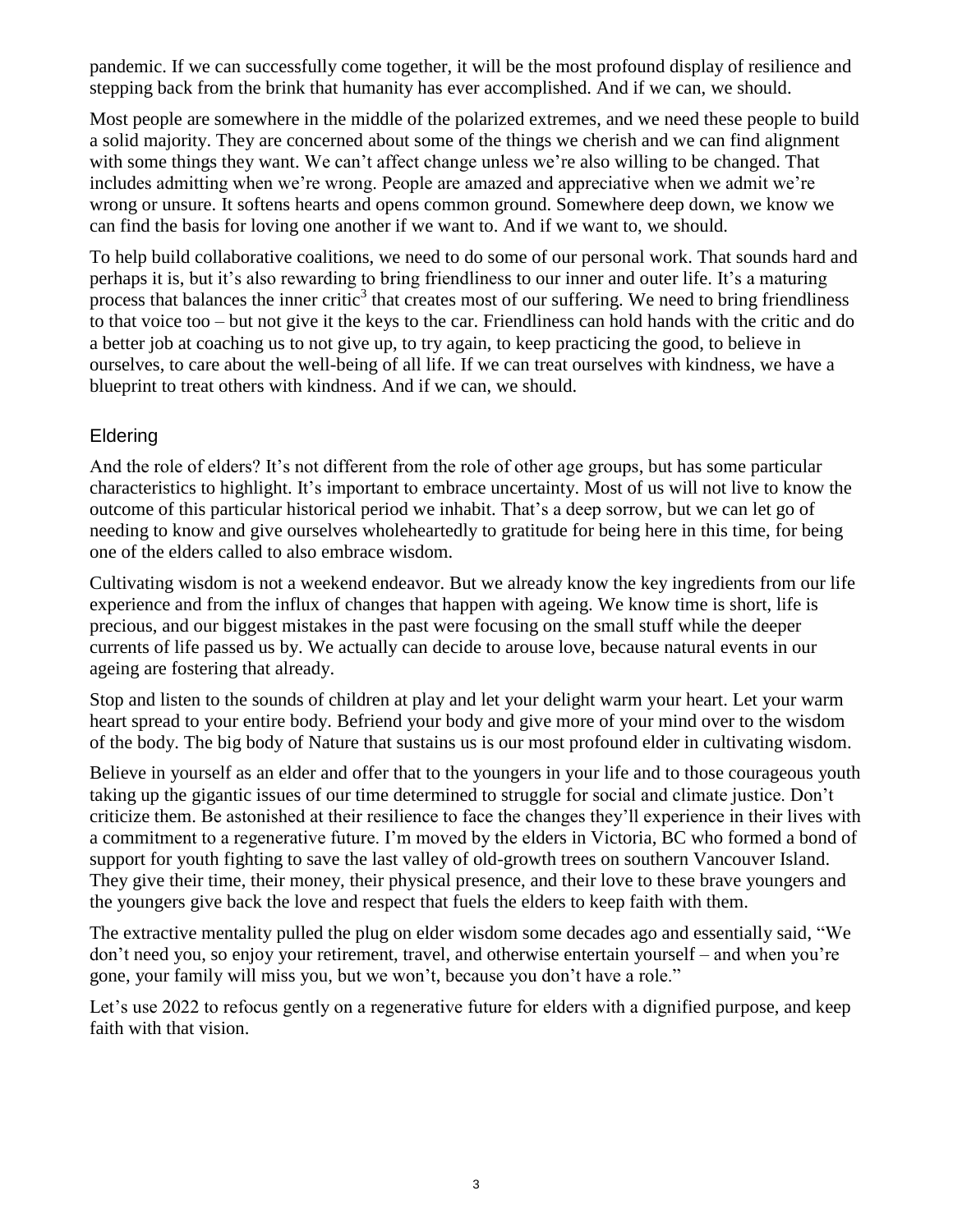pandemic. If we can successfully come together, it will be the most profound display of resilience and stepping back from the brink that humanity has ever accomplished. And if we can, we should.

Most people are somewhere in the middle of the polarized extremes, and we need these people to build a solid majority. They are concerned about some of the things we cherish and we can find alignment with some things they want. We can't affect change unless we're also willing to be changed. That includes admitting when we're wrong. People are amazed and appreciative when we admit we're wrong or unsure. It softens hearts and opens common ground. Somewhere deep down, we know we can find the basis for loving one another if we want to. And if we want to, we should.

To help build collaborative coalitions, we need to do some of our personal work. That sounds hard and perhaps it is, but it's also rewarding to bring friendliness to our inner and outer life. It's a maturing process that balances the inner critic[3] that creates most of our suffering. We need to bring friendliness to that voice too – but not give it the keys to the car. Friendliness can hold hands with the critic and do a better job at coaching us to not give up, to try again, to keep practicing the good, to believe in ourselves, to care about the well-being of all life. If we can treat ourselves with kindness, we have a blueprint to treat others with kindness. And if we can, we should.

## Eldering

And the role of elders? It's not different from the role of other age groups, but has some particular characteristics to highlight. It's important to embrace uncertainty. Most of us will not live to know the outcome of this particular historical period we inhabit. That's a deep sorrow, but we can let go of needing to know and give ourselves wholeheartedly to gratitude for being here in this time, for being one of the elders called to also embrace wisdom.

Cultivating wisdom is not a weekend endeavor. But we already know the key ingredients from our life experience and from the influx of changes that happen with ageing. We know time is short, life is precious, and our biggest mistakes in the past were focusing on the small stuff while the deeper currents of life passed us by. We actually can decide to arouse love, because natural events in our ageing are fostering that already.

Stop and listen to the sounds of children at play and let your delight warm your heart. Let your warm heart spread to your entire body. Befriend your body and give more of your mind over to the wisdom of the body. The big body of Nature that sustains us is our most profound elder in cultivating wisdom.

Believe in yourself as an elder and offer that to the youngers in your life and to those courageous youth taking up the gigantic issues of our time determined to struggle for social and climate justice. Don't criticize them. Be astonished at their resilience to face the changes they'll experience in their lives with a commitment to a regenerative future. I'm moved by the elders in Victoria, BC who formed a bond of support for youth fighting to save the last valley of old-growth trees on southern Vancouver Island. They give their time, their money, their physical presence, and their love to these brave youngers and the youngers give back the love and respect that fuels the elders to keep faith with them.

The extractive mentality pulled the plug on elder wisdom some decades ago and essentially said, "We don't need you, so enjoy your retirement, travel, and otherwise entertain yourself – and when you're gone, your family will miss you, but we won't, because you don't have a role."

Let's use 2022 to refocus gently on a regenerative future for elders with a dignified purpose, and keep faith with that vision.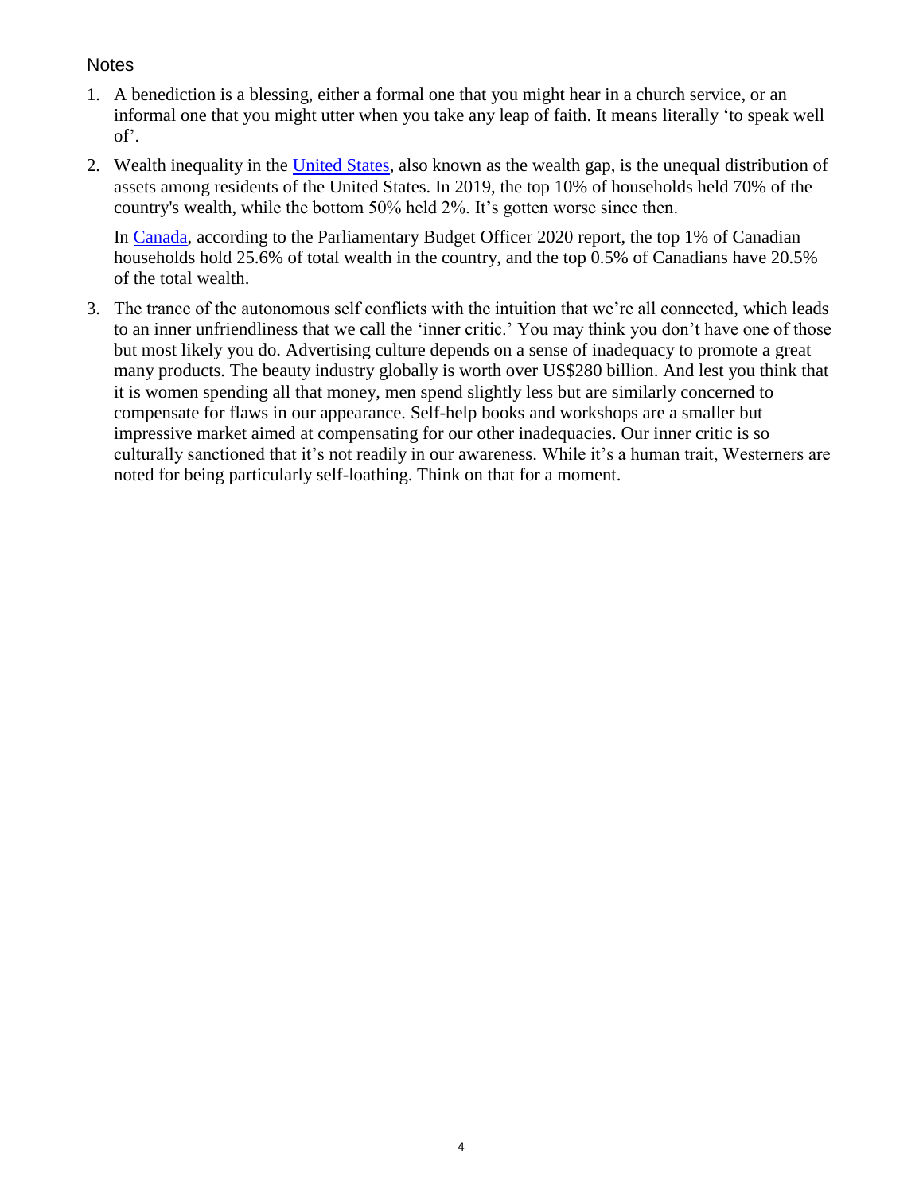## Notes

1. A benediction is a blessing, either a formal one that you might hear in a church service, or an informal one that you might utter when you take any leap of faith. It means literally 'to speak well of'.

2. Wealth inequality in the United States, also known as the wealth gap, is the unequal distribution of assets among residents of the United States. In 2019, the top 10% of households held 70% of the country's wealth, while the bottom 50% held 2%. It's gotten worse since then.

   In Canada, according to the Parliamentary Budget Officer 2020 report, the top 1% of Canadian households hold 25.6% of total wealth in the country, and the top 0.5% of Canadians have 20.5% of the total wealth.

3. The trance of the autonomous self conflicts with the intuition that we're all connected, which leads to an inner unfriendliness that we call the 'inner critic.' You may think you don't have one of those but most likely you do. Advertising culture depends on a sense of inadequacy to promote a great many products. The beauty industry globally is worth over US$280 billion. And lest you think that it is women spending all that money, men spend slightly less but are similarly concerned to compensate for flaws in our appearance. Self-help books and workshops are a smaller but impressive market aimed at compensating for our other inadequacies. Our inner critic is so culturally sanctioned that it's not readily in our awareness. While it's a human trait, Westerners are noted for being particularly self-loathing. Think on that for a moment.